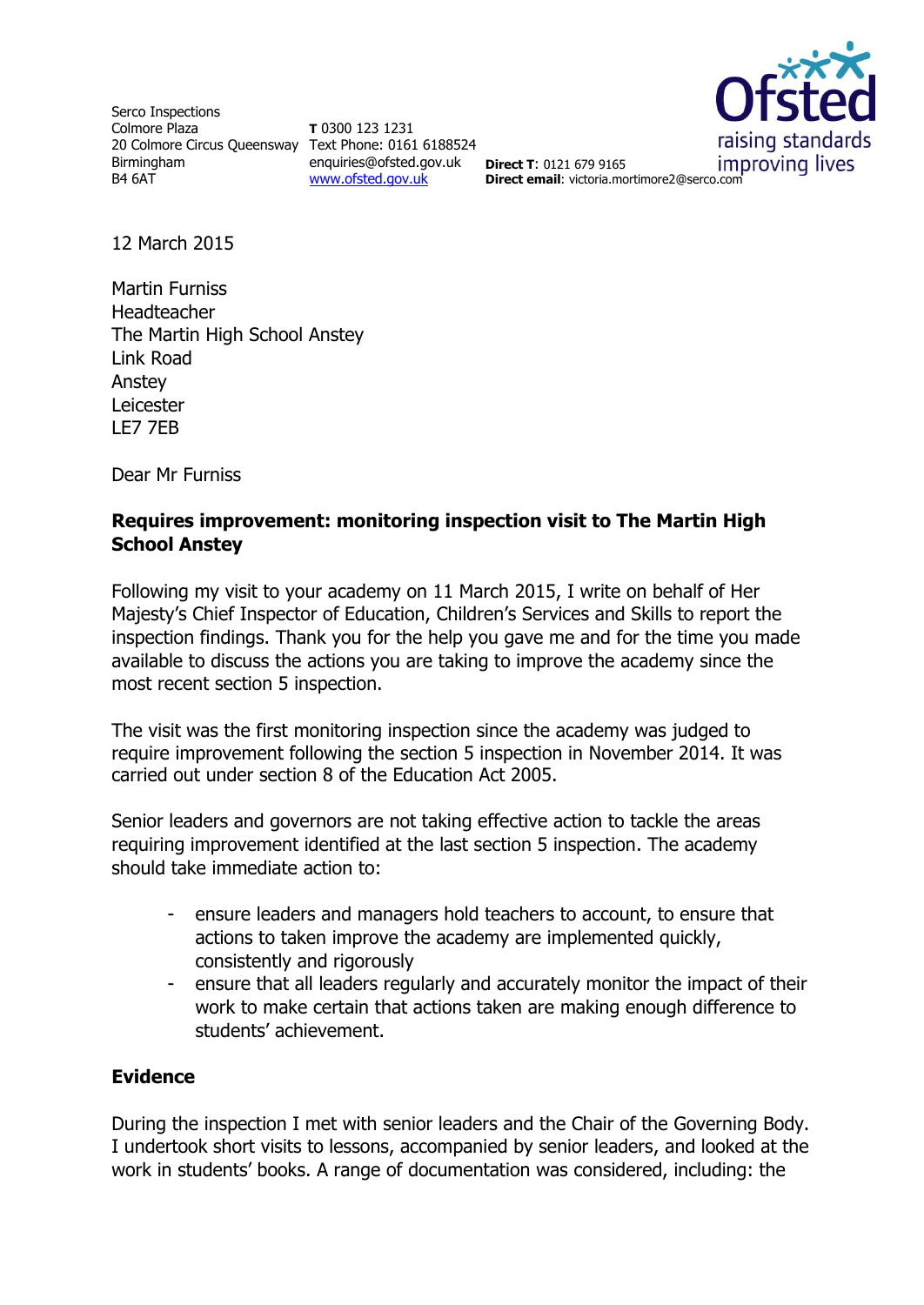Serco Inspections
Colmore Plaza
20 Colmore Circus Queensway
Birmingham
B4 6AT

**T** 0300 123 1231
Text Phone: 0161 6188524
enquiries@ofsted.gov.uk
www.ofsted.gov.uk

**Direct T**: 0121 679 9165
**Direct email**: victoria.mortimore2@serco.com

12 March 2015

Martin Furniss
Headteacher
The Martin High School Anstey
Link Road
Anstey
Leicester
LE7 7EB

Dear Mr Furniss

**Requires improvement: monitoring inspection visit to The Martin High School Anstey**

Following my visit to your academy on 11 March 2015, I write on behalf of Her Majesty's Chief Inspector of Education, Children's Services and Skills to report the inspection findings. Thank you for the help you gave me and for the time you made available to discuss the actions you are taking to improve the academy since the most recent section 5 inspection.

The visit was the first monitoring inspection since the academy was judged to require improvement following the section 5 inspection in November 2014. It was carried out under section 8 of the Education Act 2005.

Senior leaders and governors are not taking effective action to tackle the areas requiring improvement identified at the last section 5 inspection. The academy should take immediate action to:

- ensure leaders and managers hold teachers to account, to ensure that actions to taken improve the academy are implemented quickly, consistently and rigorously
- ensure that all leaders regularly and accurately monitor the impact of their work to make certain that actions taken are making enough difference to students' achievement.

**Evidence**

During the inspection I met with senior leaders and the Chair of the Governing Body. I undertook short visits to lessons, accompanied by senior leaders, and looked at the work in students' books. A range of documentation was considered, including: the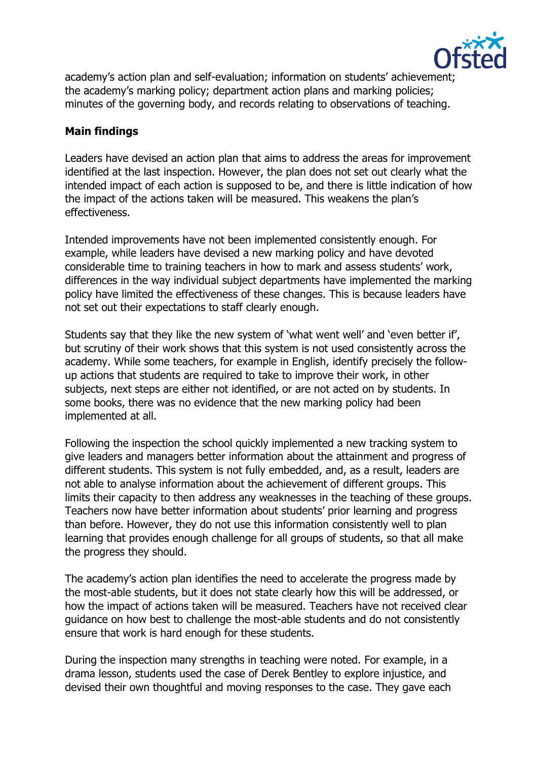academy's action plan and self-evaluation; information on students' achievement; the academy's marking policy; department action plans and marking policies; minutes of the governing body, and records relating to observations of teaching.

## Main findings

Leaders have devised an action plan that aims to address the areas for improvement identified at the last inspection. However, the plan does not set out clearly what the intended impact of each action is supposed to be, and there is little indication of how the impact of the actions taken will be measured. This weakens the plan's effectiveness.

Intended improvements have not been implemented consistently enough. For example, while leaders have devised a new marking policy and have devoted considerable time to training teachers in how to mark and assess students' work, differences in the way individual subject departments have implemented the marking policy have limited the effectiveness of these changes. This is because leaders have not set out their expectations to staff clearly enough.

Students say that they like the new system of 'what went well' and 'even better if', but scrutiny of their work shows that this system is not used consistently across the academy. While some teachers, for example in English, identify precisely the follow-up actions that students are required to take to improve their work, in other subjects, next steps are either not identified, or are not acted on by students. In some books, there was no evidence that the new marking policy had been implemented at all.

Following the inspection the school quickly implemented a new tracking system to give leaders and managers better information about the attainment and progress of different students. This system is not fully embedded, and, as a result, leaders are not able to analyse information about the achievement of different groups. This limits their capacity to then address any weaknesses in the teaching of these groups. Teachers now have better information about students' prior learning and progress than before. However, they do not use this information consistently well to plan learning that provides enough challenge for all groups of students, so that all make the progress they should.

The academy's action plan identifies the need to accelerate the progress made by the most-able students, but it does not state clearly how this will be addressed, or how the impact of actions taken will be measured. Teachers have not received clear guidance on how best to challenge the most-able students and do not consistently ensure that work is hard enough for these students.

During the inspection many strengths in teaching were noted. For example, in a drama lesson, students used the case of Derek Bentley to explore injustice, and devised their own thoughtful and moving responses to the case. They gave each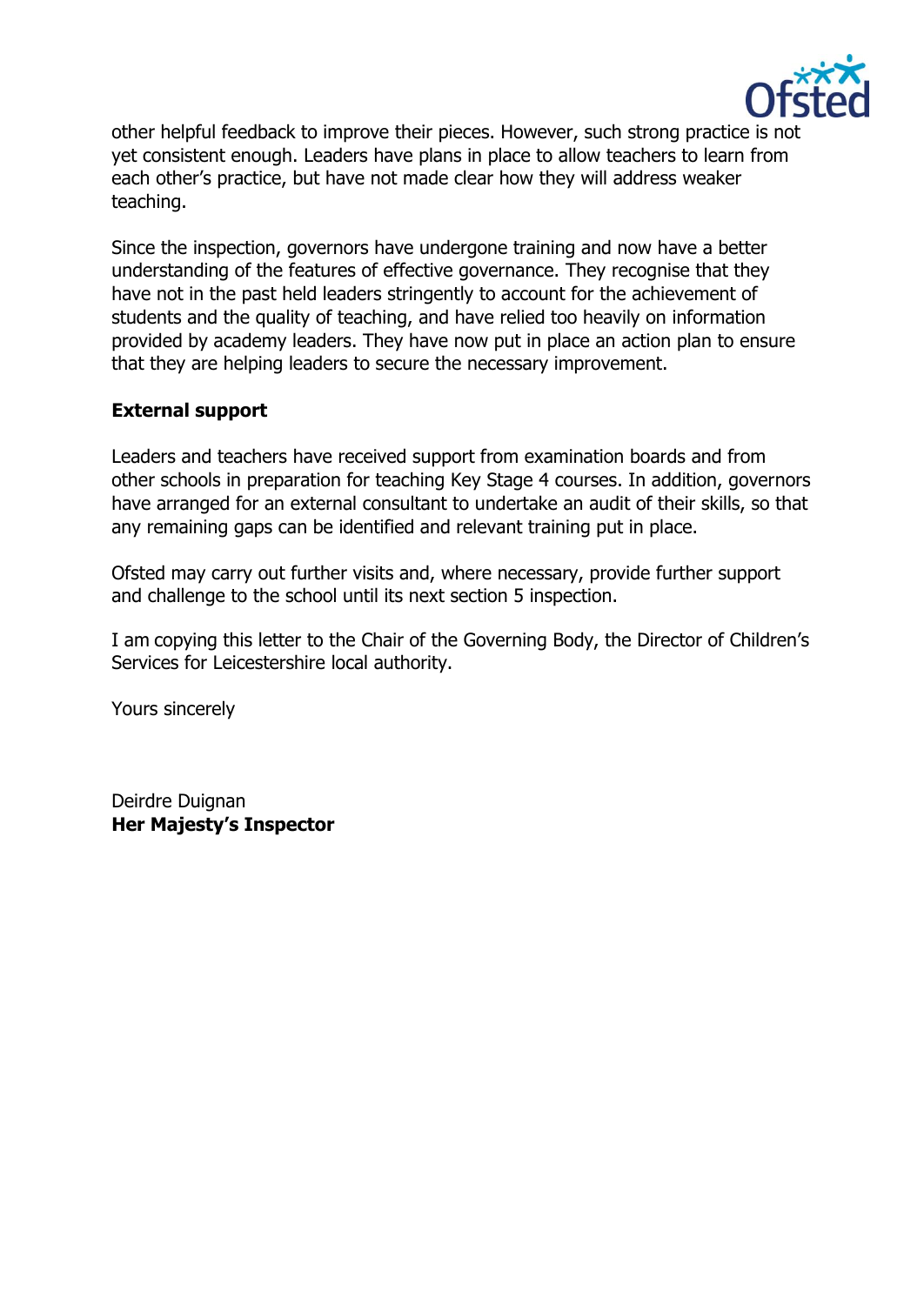other helpful feedback to improve their pieces. However, such strong practice is not yet consistent enough. Leaders have plans in place to allow teachers to learn from each other's practice, but have not made clear how they will address weaker teaching.

Since the inspection, governors have undergone training and now have a better understanding of the features of effective governance. They recognise that they have not in the past held leaders stringently to account for the achievement of students and the quality of teaching, and have relied too heavily on information provided by academy leaders. They have now put in place an action plan to ensure that they are helping leaders to secure the necessary improvement.

**External support**

Leaders and teachers have received support from examination boards and from other schools in preparation for teaching Key Stage 4 courses. In addition, governors have arranged for an external consultant to undertake an audit of their skills, so that any remaining gaps can be identified and relevant training put in place.

Ofsted may carry out further visits and, where necessary, provide further support and challenge to the school until its next section 5 inspection.

I am copying this letter to the Chair of the Governing Body, the Director of Children's Services for Leicestershire local authority.

Yours sincerely

Deirdre Duignan
**Her Majesty's Inspector**